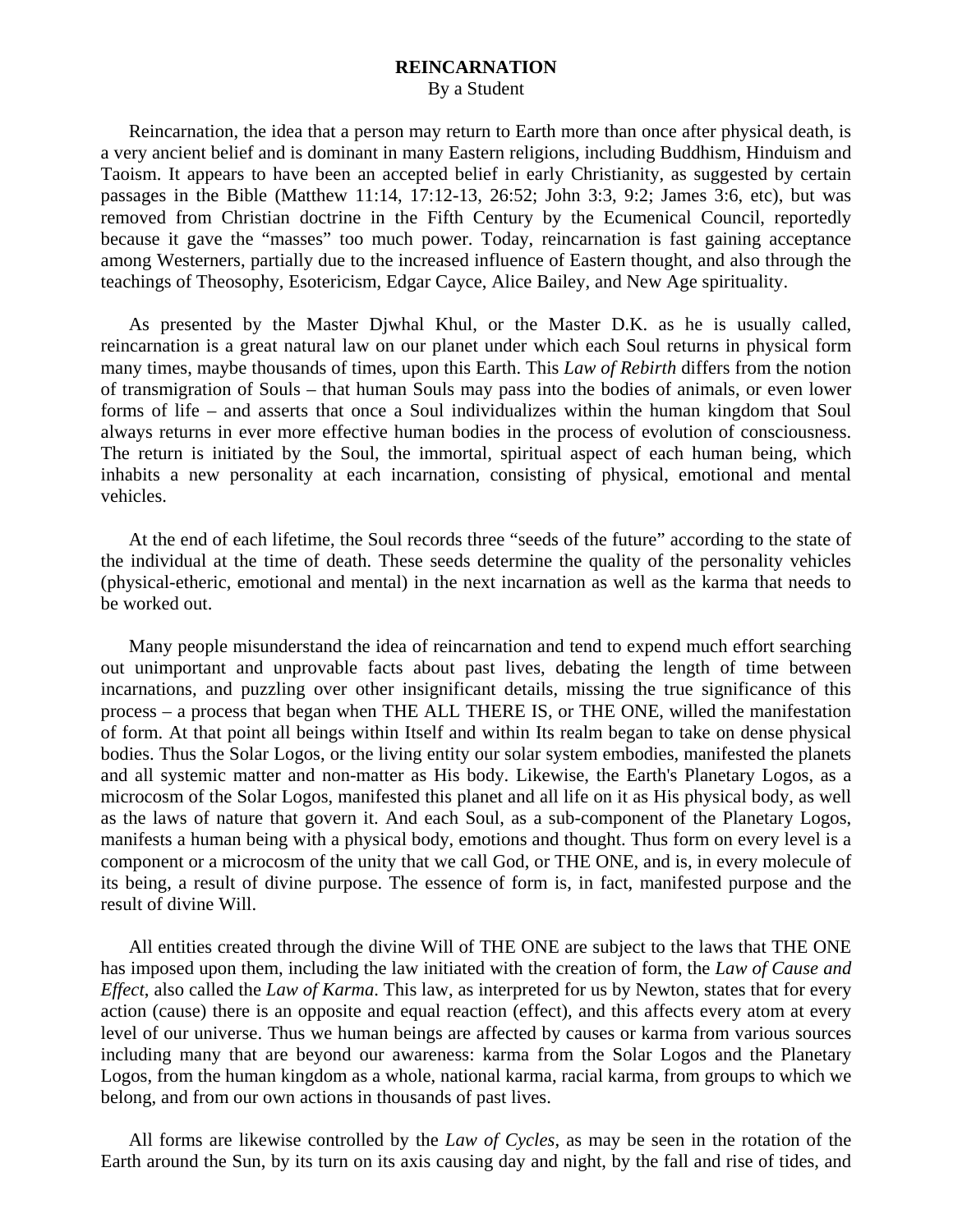# REINCARNATION

By a Student

Reincarnation, the idea that a person may return to Earth more than once after physical death, is a very ancient belief and is dominant in many Eastern religions, including Buddhism, Hinduism and Taoism. It appears to have been an accepted belief in early Christianity, as suggested by certain passages in the Bible (Matthew 11:14, 17:12-13, 26:52; John 3:3, 9:2; James 3:6, etc), but was removed from Christian doctrine in the Fifth Century by the Ecumenical Council, reportedly because it gave the "masses" too much power. Today, reincarnation is fast gaining acceptance among Westerners, partially due to the increased influence of Eastern thought, and also through the teachings of Theosophy, Esotericism, Edgar Cayce, Alice Bailey, and New Age spirituality.

As presented by the Master Djwhal Khul, or the Master D.K. as he is usually called, reincarnation is a great natural law on our planet under which each Soul returns in physical form many times, maybe thousands of times, upon this Earth. This *Law of Rebirth* differs from the notion of transmigration of Souls – that human Souls may pass into the bodies of animals, or even lower forms of life – and asserts that once a Soul individualizes within the human kingdom that Soul always returns in ever more effective human bodies in the process of evolution of consciousness. The return is initiated by the Soul, the immortal, spiritual aspect of each human being, which inhabits a new personality at each incarnation, consisting of physical, emotional and mental vehicles.

At the end of each lifetime, the Soul records three "seeds of the future" according to the state of the individual at the time of death. These seeds determine the quality of the personality vehicles (physical-etheric, emotional and mental) in the next incarnation as well as the karma that needs to be worked out.

Many people misunderstand the idea of reincarnation and tend to expend much effort searching out unimportant and unprovable facts about past lives, debating the length of time between incarnations, and puzzling over other insignificant details, missing the true significance of this process – a process that began when THE ALL THERE IS, or THE ONE, willed the manifestation of form. At that point all beings within Itself and within Its realm began to take on dense physical bodies. Thus the Solar Logos, or the living entity our solar system embodies, manifested the planets and all systemic matter and non-matter as His body. Likewise, the Earth's Planetary Logos, as a microcosm of the Solar Logos, manifested this planet and all life on it as His physical body, as well as the laws of nature that govern it. And each Soul, as a sub-component of the Planetary Logos, manifests a human being with a physical body, emotions and thought. Thus form on every level is a component or a microcosm of the unity that we call God, or THE ONE, and is, in every molecule of its being, a result of divine purpose. The essence of form is, in fact, manifested purpose and the result of divine Will.

All entities created through the divine Will of THE ONE are subject to the laws that THE ONE has imposed upon them, including the law initiated with the creation of form, the *Law of Cause and Effect*, also called the *Law of Karma*. This law, as interpreted for us by Newton, states that for every action (cause) there is an opposite and equal reaction (effect), and this affects every atom at every level of our universe. Thus we human beings are affected by causes or karma from various sources including many that are beyond our awareness: karma from the Solar Logos and the Planetary Logos, from the human kingdom as a whole, national karma, racial karma, from groups to which we belong, and from our own actions in thousands of past lives.

All forms are likewise controlled by the *Law of Cycles*, as may be seen in the rotation of the Earth around the Sun, by its turn on its axis causing day and night, by the fall and rise of tides, and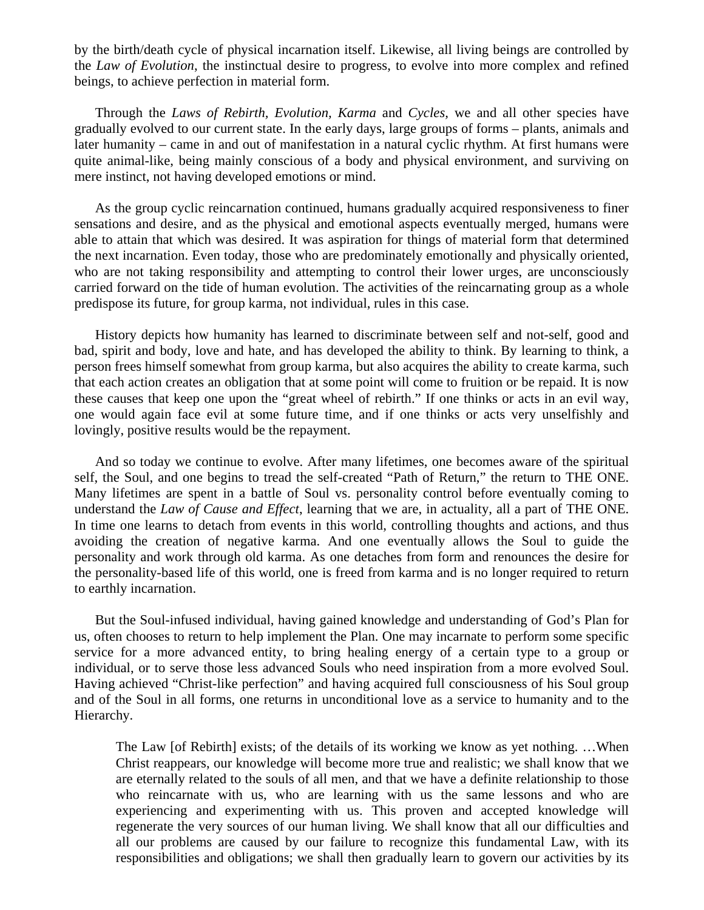by the birth/death cycle of physical incarnation itself. Likewise, all living beings are controlled by the *Law of Evolution*, the instinctual desire to progress, to evolve into more complex and refined beings, to achieve perfection in material form.

Through the *Laws of Rebirth, Evolution, Karma* and *Cycles*, we and all other species have gradually evolved to our current state. In the early days, large groups of forms – plants, animals and later humanity – came in and out of manifestation in a natural cyclic rhythm. At first humans were quite animal-like, being mainly conscious of a body and physical environment, and surviving on mere instinct, not having developed emotions or mind.

As the group cyclic reincarnation continued, humans gradually acquired responsiveness to finer sensations and desire, and as the physical and emotional aspects eventually merged, humans were able to attain that which was desired. It was aspiration for things of material form that determined the next incarnation. Even today, those who are predominately emotionally and physically oriented, who are not taking responsibility and attempting to control their lower urges, are unconsciously carried forward on the tide of human evolution. The activities of the reincarnating group as a whole predispose its future, for group karma, not individual, rules in this case.

History depicts how humanity has learned to discriminate between self and not-self, good and bad, spirit and body, love and hate, and has developed the ability to think. By learning to think, a person frees himself somewhat from group karma, but also acquires the ability to create karma, such that each action creates an obligation that at some point will come to fruition or be repaid. It is now these causes that keep one upon the "great wheel of rebirth." If one thinks or acts in an evil way, one would again face evil at some future time, and if one thinks or acts very unselfishly and lovingly, positive results would be the repayment.

And so today we continue to evolve. After many lifetimes, one becomes aware of the spiritual self, the Soul, and one begins to tread the self-created "Path of Return," the return to THE ONE. Many lifetimes are spent in a battle of Soul vs. personality control before eventually coming to understand the *Law of Cause and Effect*, learning that we are, in actuality, all a part of THE ONE. In time one learns to detach from events in this world, controlling thoughts and actions, and thus avoiding the creation of negative karma. And one eventually allows the Soul to guide the personality and work through old karma. As one detaches from form and renounces the desire for the personality-based life of this world, one is freed from karma and is no longer required to return to earthly incarnation.

But the Soul-infused individual, having gained knowledge and understanding of God's Plan for us, often chooses to return to help implement the Plan. One may incarnate to perform some specific service for a more advanced entity, to bring healing energy of a certain type to a group or individual, or to serve those less advanced Souls who need inspiration from a more evolved Soul. Having achieved "Christ-like perfection" and having acquired full consciousness of his Soul group and of the Soul in all forms, one returns in unconditional love as a service to humanity and to the Hierarchy.

> The Law [of Rebirth] exists; of the details of its working we know as yet nothing. …When Christ reappears, our knowledge will become more true and realistic; we shall know that we are eternally related to the souls of all men, and that we have a definite relationship to those who reincarnate with us, who are learning with us the same lessons and who are experiencing and experimenting with us. This proven and accepted knowledge will regenerate the very sources of our human living. We shall know that all our difficulties and all our problems are caused by our failure to recognize this fundamental Law, with its responsibilities and obligations; we shall then gradually learn to govern our activities by its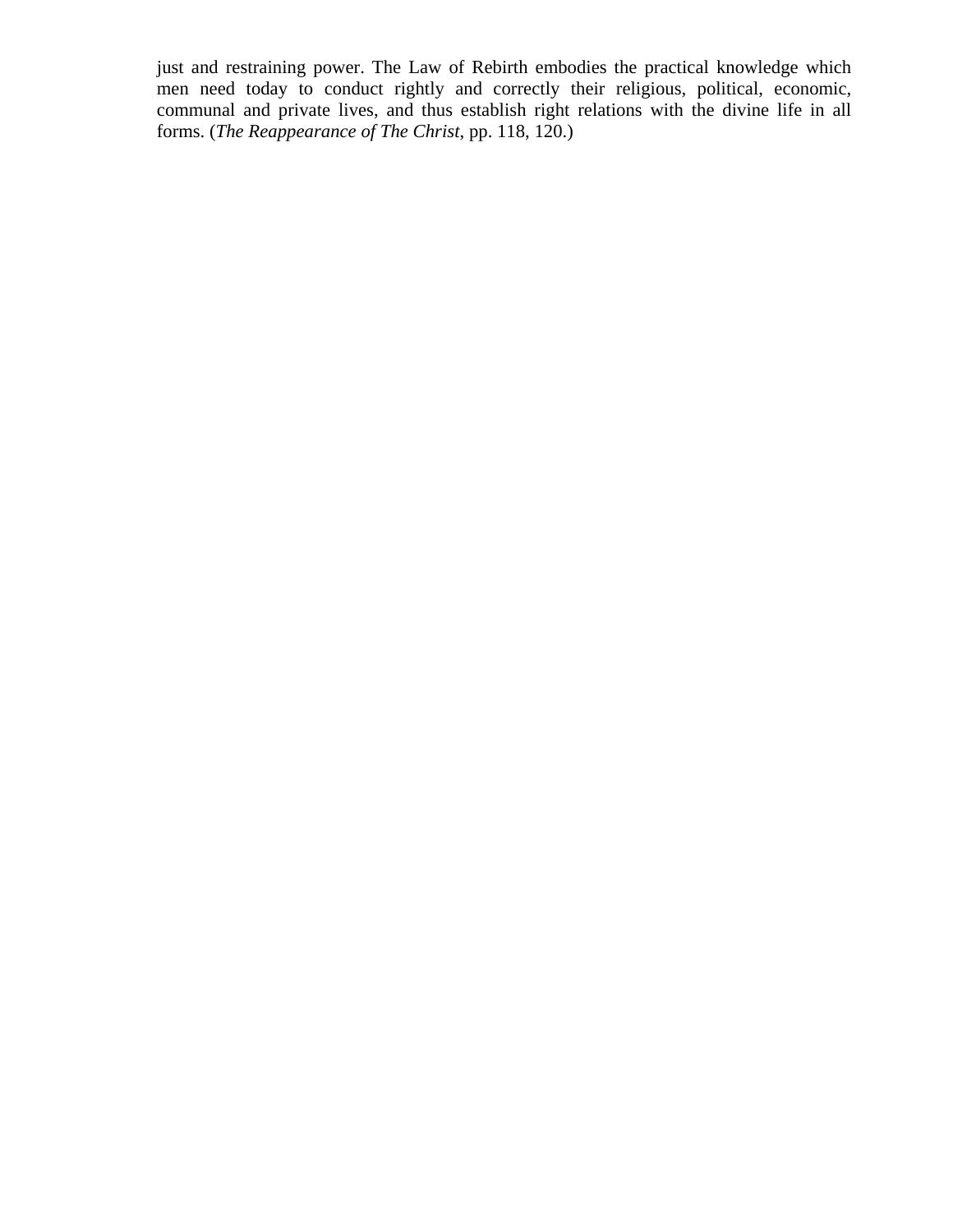just and restraining power. The Law of Rebirth embodies the practical knowledge which men need today to conduct rightly and correctly their religious, political, economic, communal and private lives, and thus establish right relations with the divine life in all forms. (*The Reappearance of The Christ*, pp. 118, 120.)